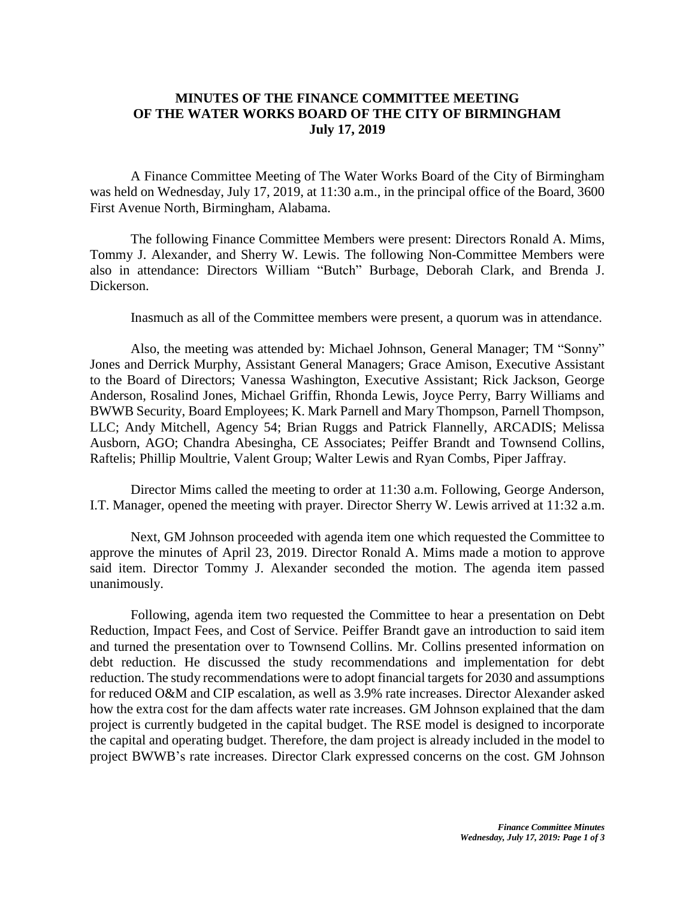# MINUTES OF THE FINANCE COMMITTEE MEETING OF THE WATER WORKS BOARD OF THE CITY OF BIRMINGHAM
## July 17, 2019

A Finance Committee Meeting of The Water Works Board of the City of Birmingham was held on Wednesday, July 17, 2019, at 11:30 a.m., in the principal office of the Board, 3600 First Avenue North, Birmingham, Alabama.

The following Finance Committee Members were present: Directors Ronald A. Mims, Tommy J. Alexander, and Sherry W. Lewis. The following Non-Committee Members were also in attendance: Directors William "Butch" Burbage, Deborah Clark, and Brenda J. Dickerson.

Inasmuch as all of the Committee members were present, a quorum was in attendance.

Also, the meeting was attended by: Michael Johnson, General Manager; TM "Sonny" Jones and Derrick Murphy, Assistant General Managers; Grace Amison, Executive Assistant to the Board of Directors; Vanessa Washington, Executive Assistant; Rick Jackson, George Anderson, Rosalind Jones, Michael Griffin, Rhonda Lewis, Joyce Perry, Barry Williams and BWWB Security, Board Employees; K. Mark Parnell and Mary Thompson, Parnell Thompson, LLC; Andy Mitchell, Agency 54; Brian Ruggs and Patrick Flannelly, ARCADIS; Melissa Ausborn, AGO; Chandra Abesingha, CE Associates; Peiffer Brandt and Townsend Collins, Raftelis; Phillip Moultrie, Valent Group; Walter Lewis and Ryan Combs, Piper Jaffray.

Director Mims called the meeting to order at 11:30 a.m. Following, George Anderson, I.T. Manager, opened the meeting with prayer. Director Sherry W. Lewis arrived at 11:32 a.m.

Next, GM Johnson proceeded with agenda item one which requested the Committee to approve the minutes of April 23, 2019. Director Ronald A. Mims made a motion to approve said item. Director Tommy J. Alexander seconded the motion. The agenda item passed unanimously.

Following, agenda item two requested the Committee to hear a presentation on Debt Reduction, Impact Fees, and Cost of Service. Peiffer Brandt gave an introduction to said item and turned the presentation over to Townsend Collins. Mr. Collins presented information on debt reduction. He discussed the study recommendations and implementation for debt reduction. The study recommendations were to adopt financial targets for 2030 and assumptions for reduced O&M and CIP escalation, as well as 3.9% rate increases. Director Alexander asked how the extra cost for the dam affects water rate increases. GM Johnson explained that the dam project is currently budgeted in the capital budget. The RSE model is designed to incorporate the capital and operating budget. Therefore, the dam project is already included in the model to project BWWB's rate increases. Director Clark expressed concerns on the cost. GM Johnson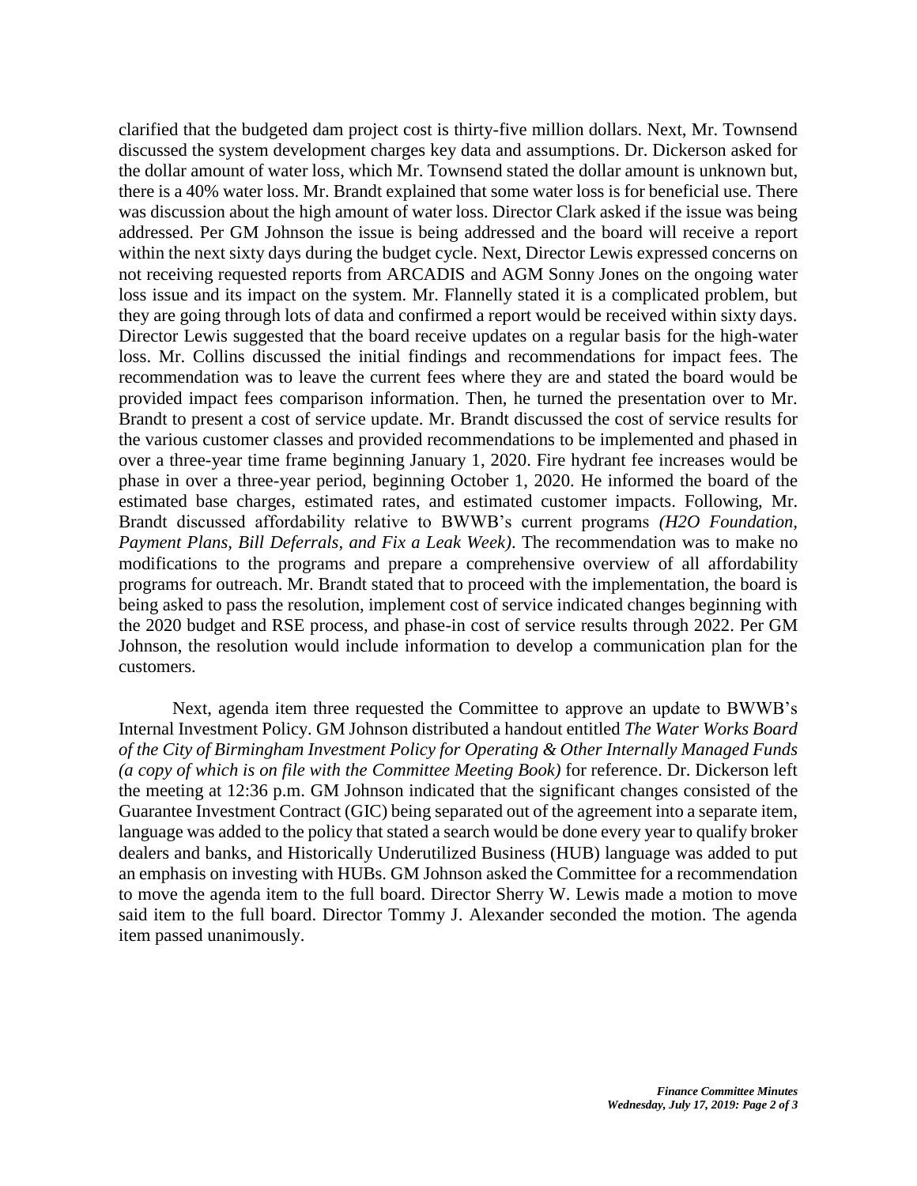clarified that the budgeted dam project cost is thirty-five million dollars. Next, Mr. Townsend discussed the system development charges key data and assumptions. Dr. Dickerson asked for the dollar amount of water loss, which Mr. Townsend stated the dollar amount is unknown but, there is a 40% water loss. Mr. Brandt explained that some water loss is for beneficial use. There was discussion about the high amount of water loss. Director Clark asked if the issue was being addressed. Per GM Johnson the issue is being addressed and the board will receive a report within the next sixty days during the budget cycle. Next, Director Lewis expressed concerns on not receiving requested reports from ARCADIS and AGM Sonny Jones on the ongoing water loss issue and its impact on the system. Mr. Flannelly stated it is a complicated problem, but they are going through lots of data and confirmed a report would be received within sixty days. Director Lewis suggested that the board receive updates on a regular basis for the high-water loss. Mr. Collins discussed the initial findings and recommendations for impact fees. The recommendation was to leave the current fees where they are and stated the board would be provided impact fees comparison information. Then, he turned the presentation over to Mr. Brandt to present a cost of service update. Mr. Brandt discussed the cost of service results for the various customer classes and provided recommendations to be implemented and phased in over a three-year time frame beginning January 1, 2020. Fire hydrant fee increases would be phase in over a three-year period, beginning October 1, 2020. He informed the board of the estimated base charges, estimated rates, and estimated customer impacts. Following, Mr. Brandt discussed affordability relative to BWWB's current programs *(H2O Foundation, Payment Plans, Bill Deferrals, and Fix a Leak Week)*. The recommendation was to make no modifications to the programs and prepare a comprehensive overview of all affordability programs for outreach. Mr. Brandt stated that to proceed with the implementation, the board is being asked to pass the resolution, implement cost of service indicated changes beginning with the 2020 budget and RSE process, and phase-in cost of service results through 2022. Per GM Johnson, the resolution would include information to develop a communication plan for the customers.

Next, agenda item three requested the Committee to approve an update to BWWB's Internal Investment Policy. GM Johnson distributed a handout entitled *The Water Works Board of the City of Birmingham Investment Policy for Operating & Other Internally Managed Funds (a copy of which is on file with the Committee Meeting Book)* for reference. Dr. Dickerson left the meeting at 12:36 p.m. GM Johnson indicated that the significant changes consisted of the Guarantee Investment Contract (GIC) being separated out of the agreement into a separate item, language was added to the policy that stated a search would be done every year to qualify broker dealers and banks, and Historically Underutilized Business (HUB) language was added to put an emphasis on investing with HUBs. GM Johnson asked the Committee for a recommendation to move the agenda item to the full board. Director Sherry W. Lewis made a motion to move said item to the full board. Director Tommy J. Alexander seconded the motion. The agenda item passed unanimously.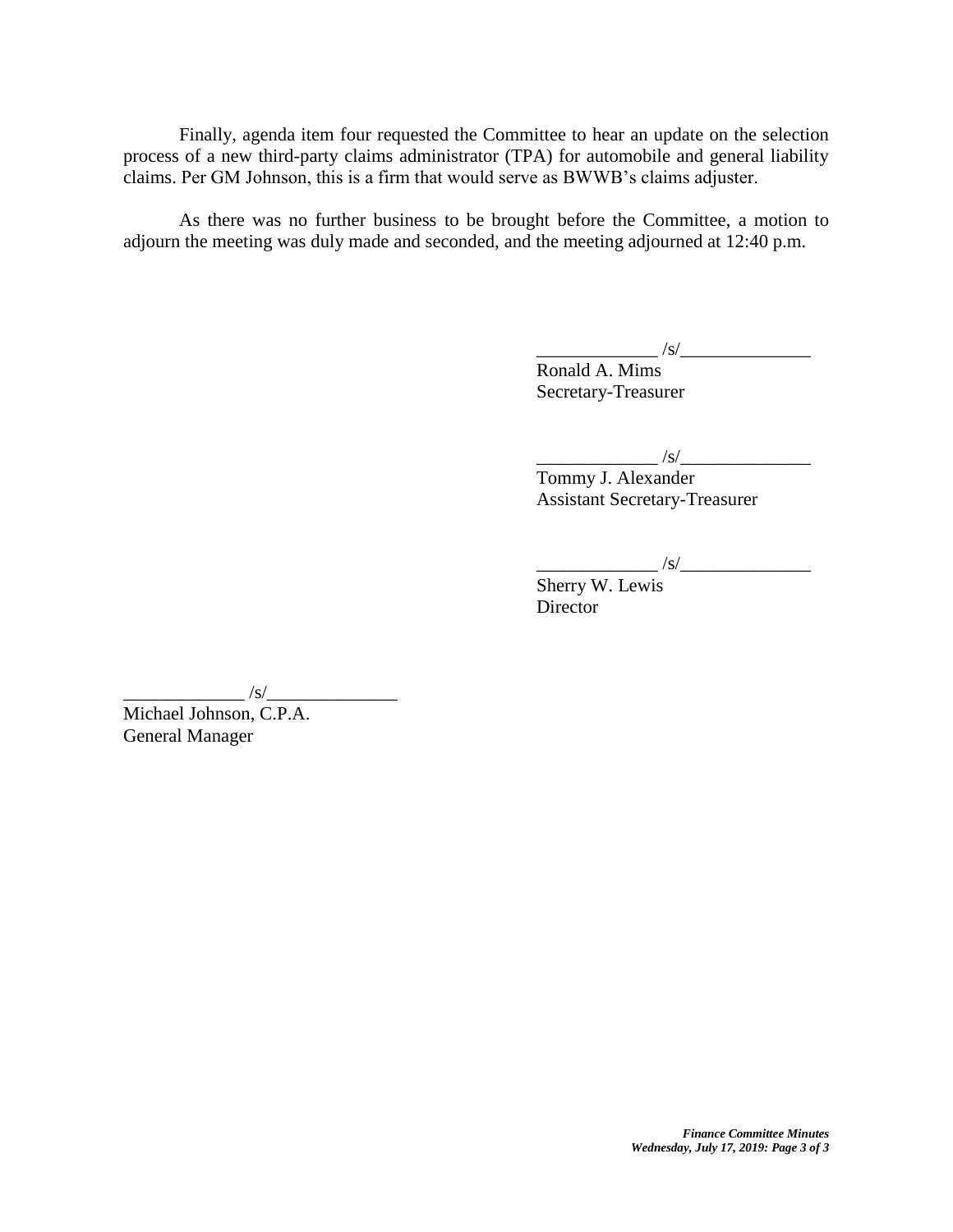Finally, agenda item four requested the Committee to hear an update on the selection process of a new third-party claims administrator (TPA) for automobile and general liability claims. Per GM Johnson, this is a firm that would serve as BWWB's claims adjuster.

As there was no further business to be brought before the Committee, a motion to adjourn the meeting was duly made and seconded, and the meeting adjourned at 12:40 p.m.

_____________ /s/______________
Ronald A. Mims
Secretary-Treasurer

_____________ /s/______________
Tommy J. Alexander
Assistant Secretary-Treasurer

_____________ /s/______________
Sherry W. Lewis
Director

_____________ /s/______________
Michael Johnson, C.P.A.
General Manager